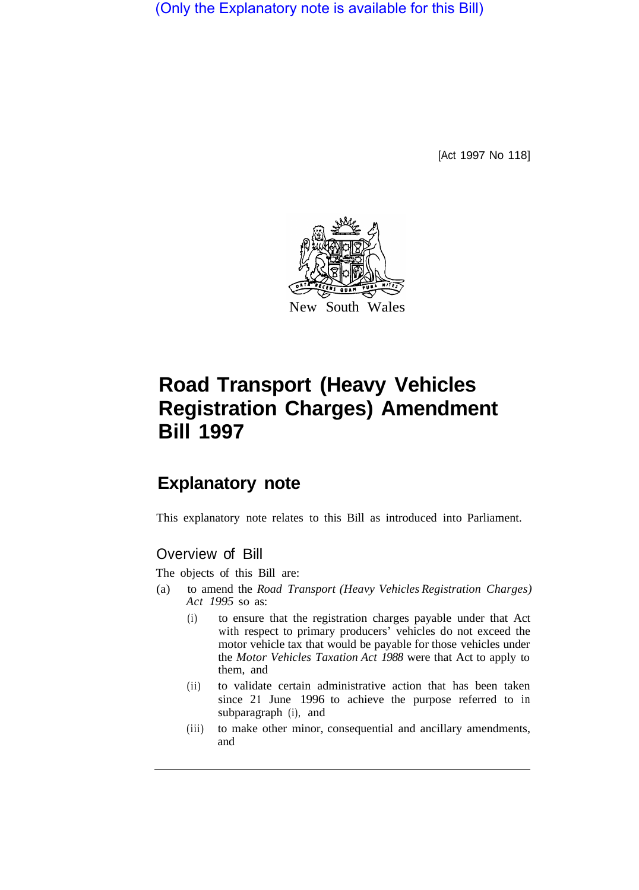(Only the Explanatory note is available for this Bill)

[Act 1997 No 118]

New South Wales

# Road Transport (Heavy Vehicles Registration Charges) Amendment Bill 1997

## Explanatory note

This explanatory note relates to this Bill as introduced into Parliament.

### Overview of Bill

The objects of this Bill are:

(a) to amend the *Road Transport (Heavy Vehicles Registration Charges) Act 1995* so as:

   (i) to ensure that the registration charges payable under that Act with respect to primary producers' vehicles do not exceed the motor vehicle tax that would be payable for those vehicles under the *Motor Vehicles Taxation Act 1988* were that Act to apply to them, and

   (ii) to validate certain administrative action that has been taken since 21 June 1996 to achieve the purpose referred to in subparagraph (i), and

   (iii) to make other minor, consequential and ancillary amendments, and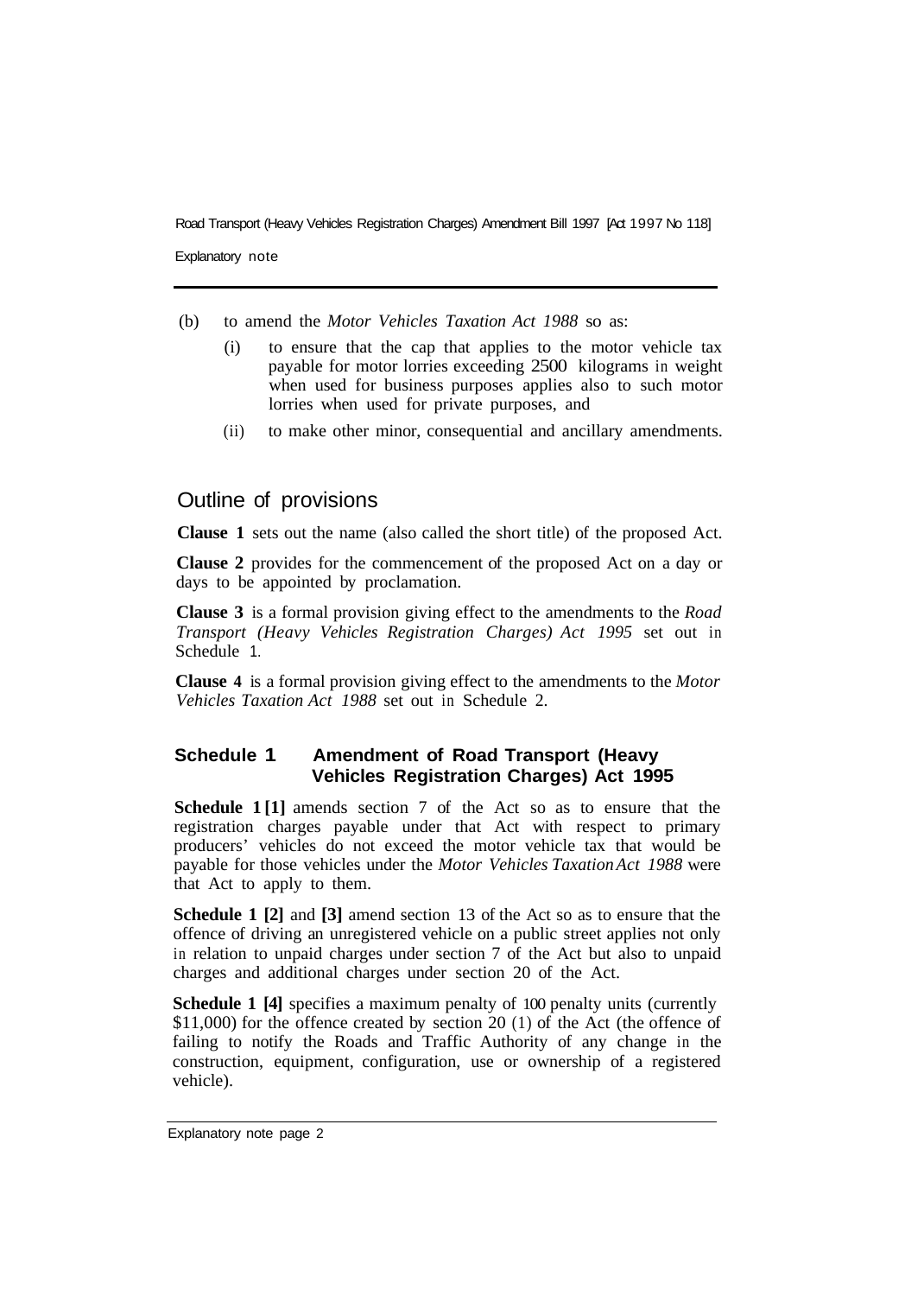(b) to amend the *Motor Vehicles Taxation Act 1988* so as:

   (i) to ensure that the cap that applies to the motor vehicle tax payable for motor lorries exceeding 2500 kilograms in weight when used for business purposes applies also to such motor lorries when used for private purposes, and

   (ii) to make other minor, consequential and ancillary amendments.

## Outline of provisions

**Clause 1** sets out the name (also called the short title) of the proposed Act.

**Clause 2** provides for the commencement of the proposed Act on a day or days to be appointed by proclamation.

**Clause 3** is a formal provision giving effect to the amendments to the *Road Transport (Heavy Vehicles Registration Charges) Act 1995* set out in Schedule 1.

**Clause 4** is a formal provision giving effect to the amendments to the *Motor Vehicles Taxation Act 1988* set out in Schedule 2.

### Schedule 1 Amendment of Road Transport (Heavy Vehicles Registration Charges) Act 1995

**Schedule 1 [1]** amends section 7 of the Act so as to ensure that the registration charges payable under that Act with respect to primary producers' vehicles do not exceed the motor vehicle tax that would be payable for those vehicles under the *Motor Vehicles Taxation Act 1988* were that Act to apply to them.

**Schedule 1 [2]** and **[3]** amend section 13 of the Act so as to ensure that the offence of driving an unregistered vehicle on a public street applies not only in relation to unpaid charges under section 7 of the Act but also to unpaid charges and additional charges under section 20 of the Act.

**Schedule 1 [4]** specifies a maximum penalty of 100 penalty units (currently $11,000) for the offence created by section 20 (1) of the Act (the offence of failing to notify the Roads and Traffic Authority of any change in the construction, equipment, configuration, use or ownership of a registered vehicle).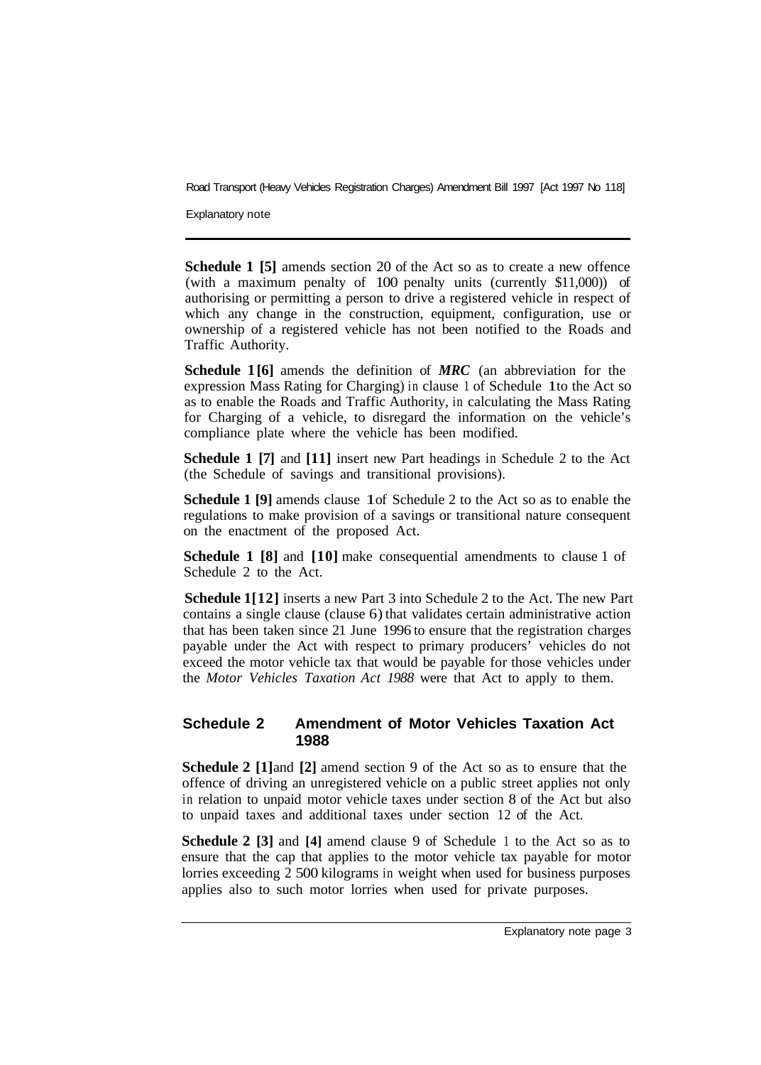**Schedule 1 [5]** amends section 20 of the Act so as to create a new offence (with a maximum penalty of 100 penalty units (currently $11,000)) of authorising or permitting a person to drive a registered vehicle in respect of which any change in the construction, equipment, configuration, use or ownership of a registered vehicle has not been notified to the Roads and Traffic Authority.

**Schedule 1 [6]** amends the definition of ***MRC*** (an abbreviation for the expression Mass Rating for Charging) in clause 1 of Schedule 1 to the Act so as to enable the Roads and Traffic Authority, in calculating the Mass Rating for Charging of a vehicle, to disregard the information on the vehicle's compliance plate where the vehicle has been modified.

**Schedule 1 [7]** and **[11]** insert new Part headings in Schedule 2 to the Act (the Schedule of savings and transitional provisions).

**Schedule 1 [9]** amends clause 1 of Schedule 2 to the Act so as to enable the regulations to make provision of a savings or transitional nature consequent on the enactment of the proposed Act.

**Schedule 1 [8]** and **[10]** make consequential amendments to clause 1 of Schedule 2 to the Act.

**Schedule 1 [12]** inserts a new Part 3 into Schedule 2 to the Act. The new Part contains a single clause (clause 6) that validates certain administrative action that has been taken since 21 June 1996 to ensure that the registration charges payable under the Act with respect to primary producers' vehicles do not exceed the motor vehicle tax that would be payable for those vehicles under the *Motor Vehicles Taxation Act 1988* were that Act to apply to them.

## Schedule 2 Amendment of Motor Vehicles Taxation Act 1988

**Schedule 2 [1]** and **[2]** amend section 9 of the Act so as to ensure that the offence of driving an unregistered vehicle on a public street applies not only in relation to unpaid motor vehicle taxes under section 8 of the Act but also to unpaid taxes and additional taxes under section 12 of the Act.

**Schedule 2 [3]** and **[4]** amend clause 9 of Schedule 1 to the Act so as to ensure that the cap that applies to the motor vehicle tax payable for motor lorries exceeding 2 500 kilograms in weight when used for business purposes applies also to such motor lorries when used for private purposes.